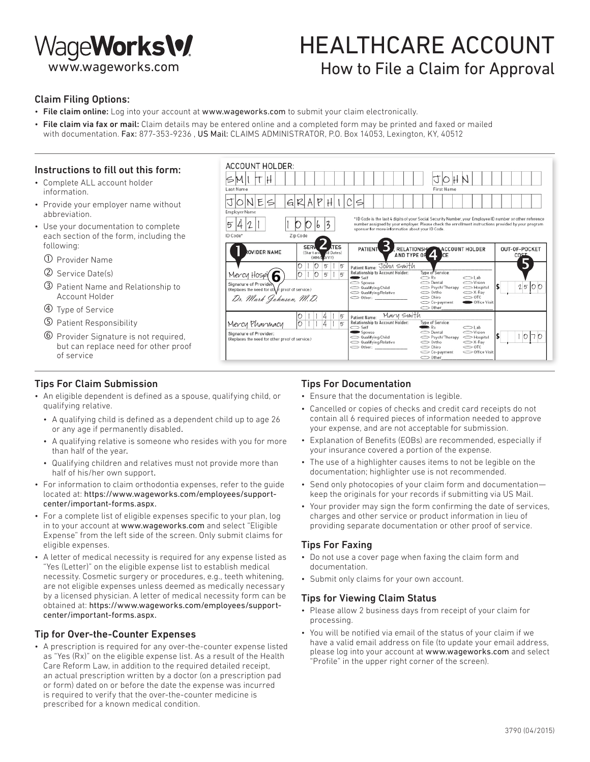WageWorks
www.wageworks.com

# HEALTHCARE ACCOUNT

## How to File a Claim for Approval

### Claim Filing Options:

- **File claim online:** Log into your account at www.wageworks.com to submit your claim electronically.
- **File claim via fax or mail:** Claim details may be entered online and a completed form may be printed and faxed or mailed with documentation. Fax: 877-353-9236 , US Mail: CLAIMS ADMINISTRATOR, P.O. Box 14053, Lexington, KY, 40512

### Instructions to fill out this form:

- Complete ALL account holder information.
- Provide your employer name without abbreviation.
- Use your documentation to complete each section of the form, including the following:
  1. Provider Name
  2. Service Date(s)
  3. Patient Name and Relationship to Account Holder
  4. Type of Service
  5. Patient Responsibility
  6. Provider Signature is not required, but can replace need for other proof of service

**ACCOUNT HOLDER:**

Last Name: SMITH — First Name: JOHN

Employer Name: JONES GRAPHICS

ID Code*: 5421 — Zip Code: 10063

*ID Code is the last 4 digits of your Social Security Number, your Employee ID number or other reference number assigned by your employer. Please check the enrollment instructions provided by your program sponsor for more information about your ID Code.

| PROVIDER NAME | SERVICE DATES (Start and End Dates) (MM/DD/YY) | PATIENT NAME, RELATIONSHIP TO ACCOUNT HOLDER AND TYPE OF SERVICE | OUT-OF-POCKET COST |
|---|---|---|---|
| Mercy Hospital<br>Signature of Provider: (Replaces the need for other proof of service.) *Dr. Mark Johnson, M.D.* | 01/05/15<br>01/05/15 | Patient Name: John Smith<br>Relationship to Account Holder: Self<br>Type of Service: Office Visit | $ 25.00 |
| Mercy Pharmacy<br>Signature of Provider: (Replaces the need for other proof of service.) | 01/14/15<br>01/14/15 | Patient Name: Mary Smith<br>Relationship to Account Holder: Spouse<br>Type of Service: Rx | $ 10.70 |

### Tips For Claim Submission

- An eligible dependent is defined as a spouse, qualifying child, or qualifying relative.
  - A qualifying child is defined as a dependent child up to age 26 or any age if permanently disabled.
  - A qualifying relative is someone who resides with you for more than half of the year.
  - Qualifying children and relatives must not provide more than half of his/her own support.
- For information to claim orthodontia expenses, refer to the guide located at: https://www.wageworks.com/employees/support-center/important-forms.aspx.
- For a complete list of eligible expenses specific to your plan, log in to your account at www.wageworks.com and select "Eligible Expense" from the left side of the screen. Only submit claims for eligible expenses.
- A letter of medical necessity is required for any expense listed as "Yes (Letter)" on the eligible expense list to establish medical necessity. Cosmetic surgery or procedures, e.g., teeth whitening, are not eligible expenses unless deemed as medically necessary by a licensed physician. A letter of medical necessity form can be obtained at: https://www.wageworks.com/employees/support-center/important-forms.aspx.

### Tip for Over-the-Counter Expenses

- A prescription is required for any over-the-counter expense listed as "Yes (Rx)" on the eligible expense list. As a result of the Health Care Reform Law, in addition to the required detailed receipt, an actual prescription written by a doctor (on a prescription pad or form) dated on or before the date the expense was incurred is required to verify that the over-the-counter medicine is prescribed for a known medical condition.

### Tips For Documentation

- Ensure that the documentation is legible.
- Cancelled or copies of checks and credit card receipts do not contain all 6 required pieces of information needed to approve your expense, and are not acceptable for submission.
- Explanation of Benefits (EOBs) are recommended, especially if your insurance covered a portion of the expense.
- The use of a highlighter causes items to not be legible on the documentation; highlighter use is not recommended.
- Send only photocopies of your claim form and documentation—keep the originals for your records if submitting via US Mail.
- Your provider may sign the form confirming the date of services, charges and other service or product information in lieu of providing separate documentation or other proof of service.

### Tips For Faxing

- Do not use a cover page when faxing the claim form and documentation.
- Submit only claims for your own account.

### Tips for Viewing Claim Status

- Please allow 2 business days from receipt of your claim for processing.
- You will be notified via email of the status of your claim if we have a valid email address on file (to update your email address, please log into your account at www.wageworks.com and select "Profile" in the upper right corner of the screen).

3790 (04/2015)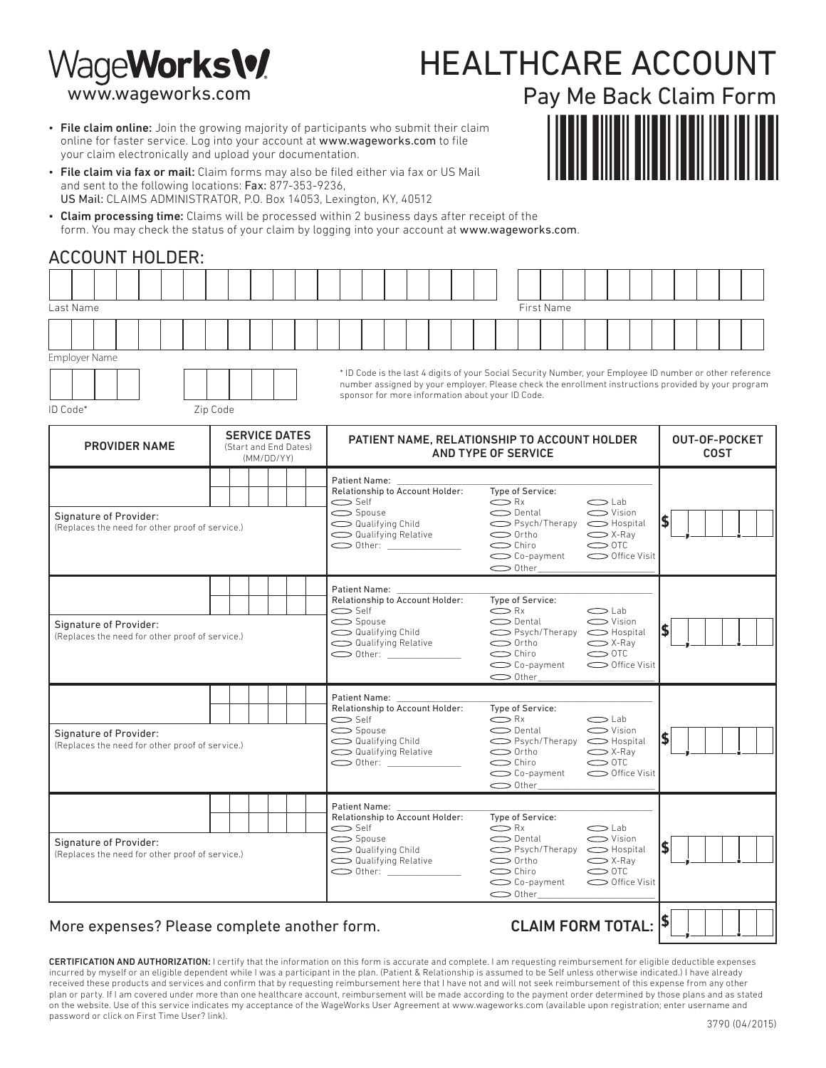# WageWorks

www.wageworks.com

# HEALTHCARE ACCOUNT

## Pay Me Back Claim Form

- **File claim online:** Join the growing majority of participants who submit their claim online for faster service. Log into your account at www.wageworks.com to file your claim electronically and upload your documentation.
- **File claim via fax or mail:** Claim forms may also be filed either via fax or US Mail and sent to the following locations: **Fax:** 877-353-9236, **US Mail:** CLAIMS ADMINISTRATOR, P.O. Box 14053, Lexington, KY, 40512
- **Claim processing time:** Claims will be processed within 2 business days after receipt of the form. You may check the status of your claim by logging into your account at www.wageworks.com.

## ACCOUNT HOLDER:

Last Name

First Name

Employer Name

ID Code*

Zip Code

* ID Code is the last 4 digits of your Social Security Number, your Employee ID number or other reference number assigned by your employer. Please check the enrollment instructions provided by your program sponsor for more information about your ID Code.

| PROVIDER NAME | SERVICE DATES (Start and End Dates) (MM/DD/YY) | PATIENT NAME, RELATIONSHIP TO ACCOUNT HOLDER AND TYPE OF SERVICE | OUT-OF-POCKET COST |
|---|---|---|---|
| Signature of Provider: (Replaces the need for other proof of service.) | | Patient Name: ______ Relationship to Account Holder: ○ Self ○ Spouse ○ Qualifying Child ○ Qualifying Relative ○ Other: ______ Type of Service: ○ Rx ○ Lab ○ Dental ○ Vision ○ Psych/Therapy ○ Hospital ○ Ortho ○ X-Ray ○ Chiro ○ OTC ○ Co-payment ○ Office Visit ○ Other______ | $ |
| Signature of Provider: (Replaces the need for other proof of service.) | | Patient Name: ______ Relationship to Account Holder: ○ Self ○ Spouse ○ Qualifying Child ○ Qualifying Relative ○ Other: ______ Type of Service: ○ Rx ○ Lab ○ Dental ○ Vision ○ Psych/Therapy ○ Hospital ○ Ortho ○ X-Ray ○ Chiro ○ OTC ○ Co-payment ○ Office Visit ○ Other______ | $ |
| Signature of Provider: (Replaces the need for other proof of service.) | | Patient Name: ______ Relationship to Account Holder: ○ Self ○ Spouse ○ Qualifying Child ○ Qualifying Relative ○ Other: ______ Type of Service: ○ Rx ○ Lab ○ Dental ○ Vision ○ Psych/Therapy ○ Hospital ○ Ortho ○ X-Ray ○ Chiro ○ OTC ○ Co-payment ○ Office Visit ○ Other______ | $ |
| Signature of Provider: (Replaces the need for other proof of service.) | | Patient Name: ______ Relationship to Account Holder: ○ Self ○ Spouse ○ Qualifying Child ○ Qualifying Relative ○ Other: ______ Type of Service: ○ Rx ○ Lab ○ Dental ○ Vision ○ Psych/Therapy ○ Hospital ○ Ortho ○ X-Ray ○ Chiro ○ OTC ○ Co-payment ○ Office Visit ○ Other______ | $ |

More expenses? Please complete another form.

**CLAIM FORM TOTAL:** $

**CERTIFICATION AND AUTHORIZATION:** I certify that the information on this form is accurate and complete. I am requesting reimbursement for eligible deductible expenses incurred by myself or an eligible dependent while I was a participant in the plan. (Patient & Relationship is assumed to be Self unless otherwise indicated.) I have already received these products and services and confirm that by requesting reimbursement here that I have not and will not seek reimbursement of this expense from any other plan or party. If I am covered under more than one healthcare account, reimbursement will be made according to the payment order determined by those plans and as stated on the website. Use of this service indicates my acceptance of the WageWorks User Agreement at www.wageworks.com (available upon registration; enter username and password or click on First Time User? link).

3790 (04/2015)